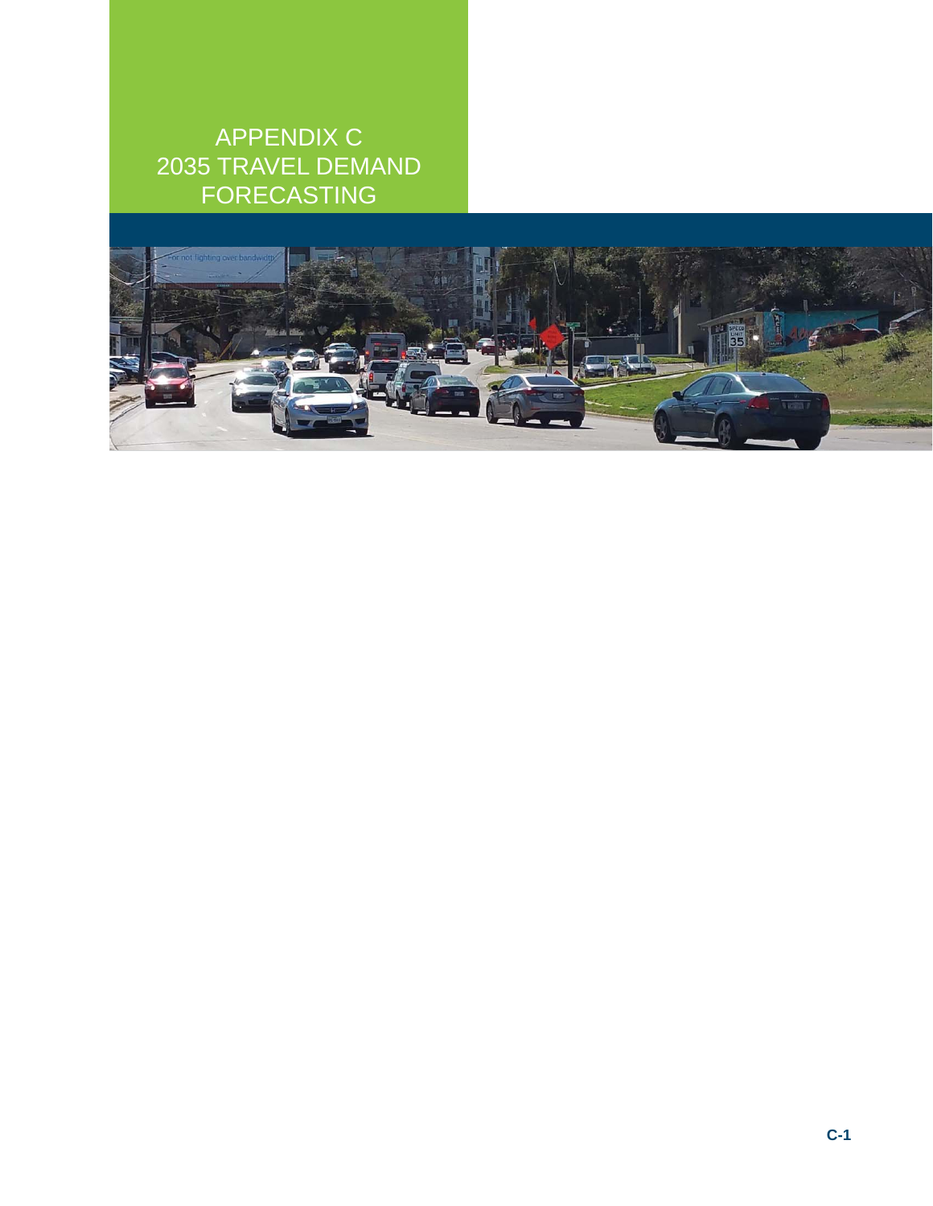# APPENDIX C
# 2035 TRAVEL DEMAND FORECASTING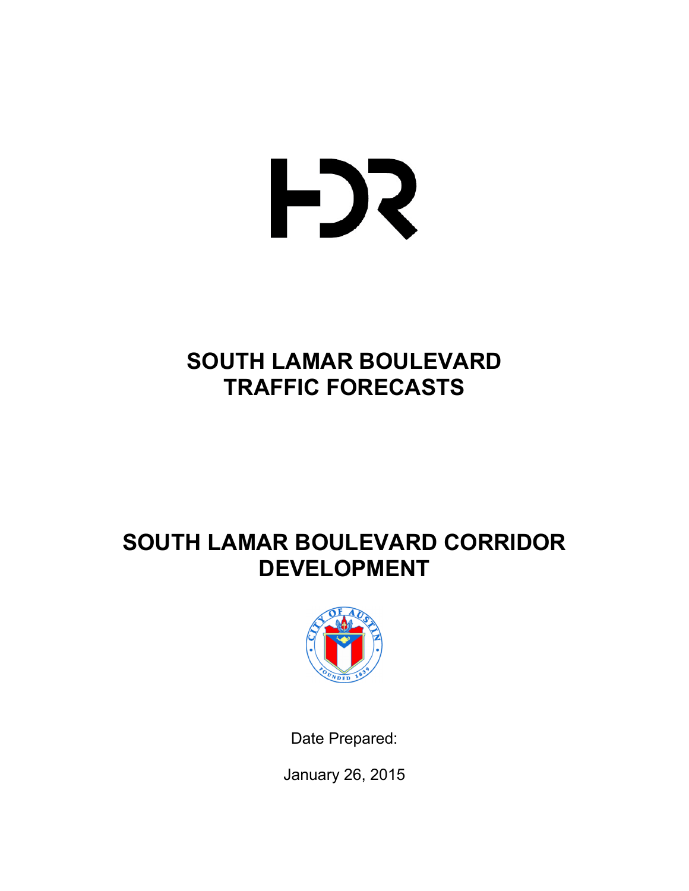# SOUTH LAMAR BOULEVARD TRAFFIC FORECASTS

# SOUTH LAMAR BOULEVARD CORRIDOR DEVELOPMENT

Date Prepared:

January 26, 2015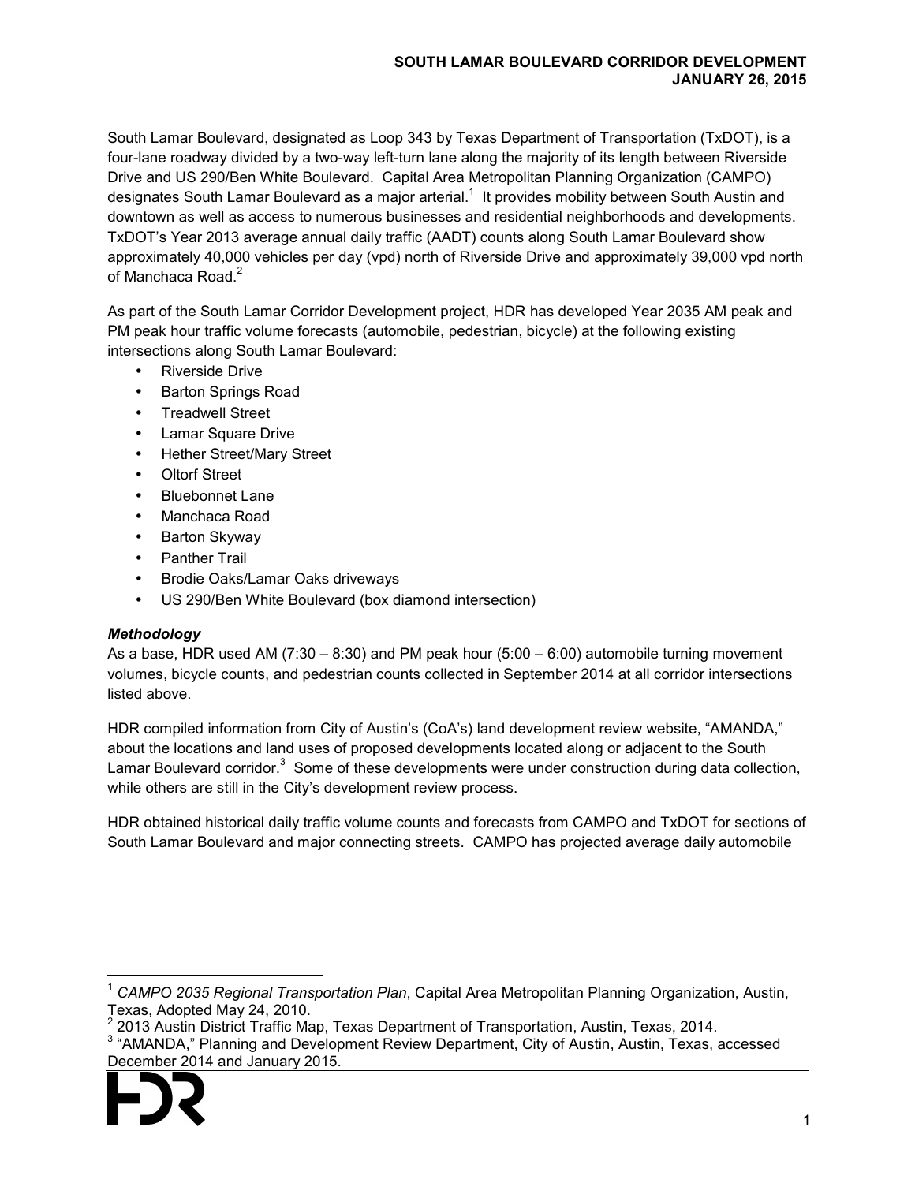South Lamar Boulevard, designated as Loop 343 by Texas Department of Transportation (TxDOT), is a four-lane roadway divided by a two-way left-turn lane along the majority of its length between Riverside Drive and US 290/Ben White Boulevard. Capital Area Metropolitan Planning Organization (CAMPO) designates South Lamar Boulevard as a major arterial.[1] It provides mobility between South Austin and downtown as well as access to numerous businesses and residential neighborhoods and developments. TxDOT's Year 2013 average annual daily traffic (AADT) counts along South Lamar Boulevard show approximately 40,000 vehicles per day (vpd) north of Riverside Drive and approximately 39,000 vpd north of Manchaca Road.[2]

As part of the South Lamar Corridor Development project, HDR has developed Year 2035 AM peak and PM peak hour traffic volume forecasts (automobile, pedestrian, bicycle) at the following existing intersections along South Lamar Boulevard:

- Riverside Drive
- Barton Springs Road
- Treadwell Street
- Lamar Square Drive
- Hether Street/Mary Street
- Oltorf Street
- Bluebonnet Lane
- Manchaca Road
- Barton Skyway
- Panther Trail
- Brodie Oaks/Lamar Oaks driveways
- US 290/Ben White Boulevard (box diamond intersection)

### *Methodology*

As a base, HDR used AM (7:30 – 8:30) and PM peak hour (5:00 – 6:00) automobile turning movement volumes, bicycle counts, and pedestrian counts collected in September 2014 at all corridor intersections listed above.

HDR compiled information from City of Austin's (CoA's) land development review website, "AMANDA," about the locations and land uses of proposed developments located along or adjacent to the South Lamar Boulevard corridor.[3] Some of these developments were under construction during data collection, while others are still in the City's development review process.

HDR obtained historical daily traffic volume counts and forecasts from CAMPO and TxDOT for sections of South Lamar Boulevard and major connecting streets. CAMPO has projected average daily automobile

---

[1] *CAMPO 2035 Regional Transportation Plan*, Capital Area Metropolitan Planning Organization, Austin, Texas, Adopted May 24, 2010.

[2] 2013 Austin District Traffic Map, Texas Department of Transportation, Austin, Texas, 2014.

[3] "AMANDA," Planning and Development Review Department, City of Austin, Austin, Texas, accessed December 2014 and January 2015.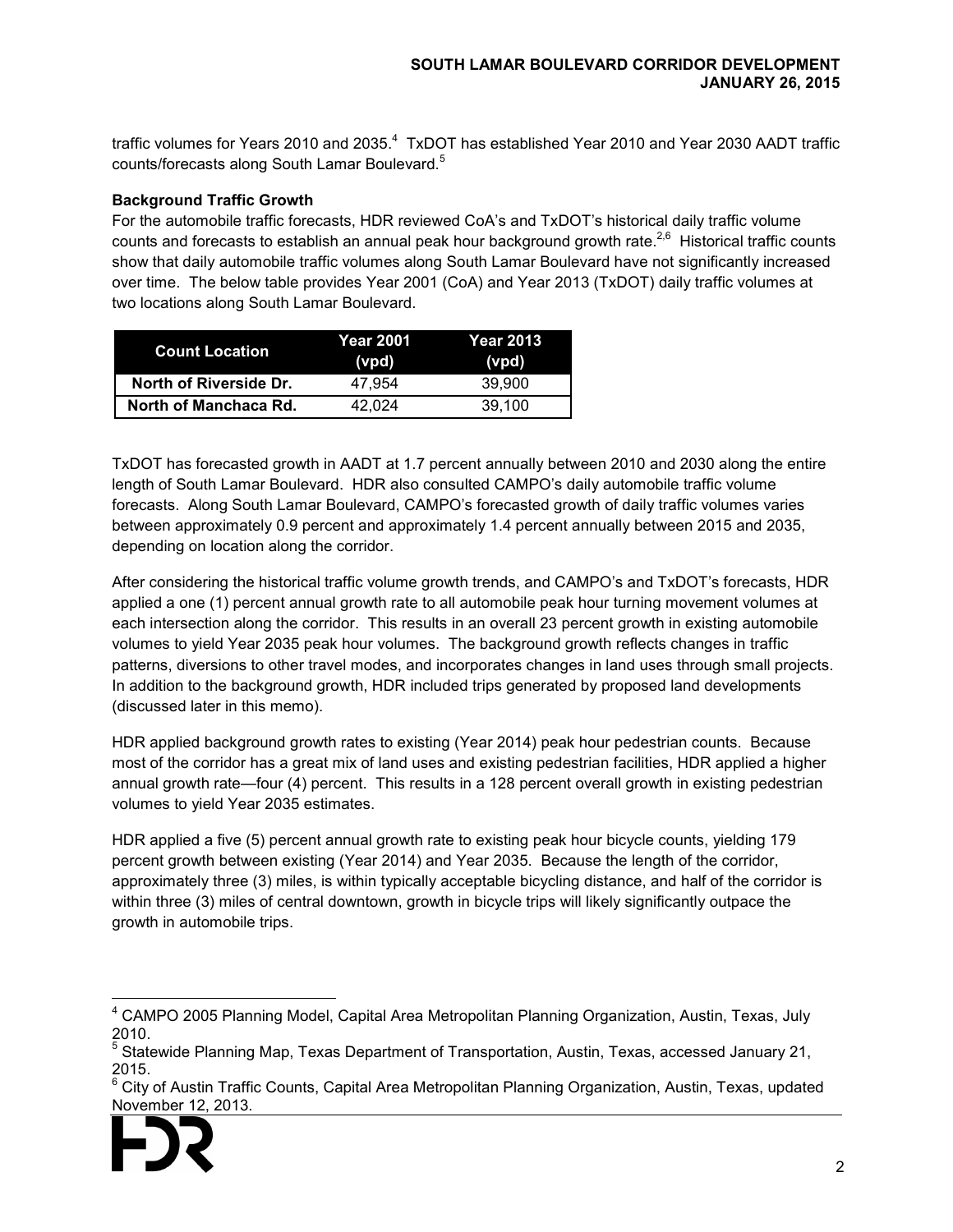traffic volumes for Years 2010 and 2035.[4] TxDOT has established Year 2010 and Year 2030 AADT traffic counts/forecasts along South Lamar Boulevard.[5]

**Background Traffic Growth**

For the automobile traffic forecasts, HDR reviewed CoA's and TxDOT's historical daily traffic volume counts and forecasts to establish an annual peak hour background growth rate.[2,6] Historical traffic counts show that daily automobile traffic volumes along South Lamar Boulevard have not significantly increased over time. The below table provides Year 2001 (CoA) and Year 2013 (TxDOT) daily traffic volumes at two locations along South Lamar Boulevard.

| Count Location | Year 2001 (vpd) | Year 2013 (vpd) |
| --- | --- | --- |
| North of Riverside Dr. | 47,954 | 39,900 |
| North of Manchaca Rd. | 42,024 | 39,100 |

TxDOT has forecasted growth in AADT at 1.7 percent annually between 2010 and 2030 along the entire length of South Lamar Boulevard. HDR also consulted CAMPO's daily automobile traffic volume forecasts. Along South Lamar Boulevard, CAMPO's forecasted growth of daily traffic volumes varies between approximately 0.9 percent and approximately 1.4 percent annually between 2015 and 2035, depending on location along the corridor.

After considering the historical traffic volume growth trends, and CAMPO's and TxDOT's forecasts, HDR applied a one (1) percent annual growth rate to all automobile peak hour turning movement volumes at each intersection along the corridor. This results in an overall 23 percent growth in existing automobile volumes to yield Year 2035 peak hour volumes. The background growth reflects changes in traffic patterns, diversions to other travel modes, and incorporates changes in land uses through small projects. In addition to the background growth, HDR included trips generated by proposed land developments (discussed later in this memo).

HDR applied background growth rates to existing (Year 2014) peak hour pedestrian counts. Because most of the corridor has a great mix of land uses and existing pedestrian facilities, HDR applied a higher annual growth rate—four (4) percent. This results in a 128 percent overall growth in existing pedestrian volumes to yield Year 2035 estimates.

HDR applied a five (5) percent annual growth rate to existing peak hour bicycle counts, yielding 179 percent growth between existing (Year 2014) and Year 2035. Because the length of the corridor, approximately three (3) miles, is within typically acceptable bicycling distance, and half of the corridor is within three (3) miles of central downtown, growth in bicycle trips will likely significantly outpace the growth in automobile trips.

---

[4] CAMPO 2005 Planning Model, Capital Area Metropolitan Planning Organization, Austin, Texas, July 2010.

[5] Statewide Planning Map, Texas Department of Transportation, Austin, Texas, accessed January 21, 2015.

[6] City of Austin Traffic Counts, Capital Area Metropolitan Planning Organization, Austin, Texas, updated November 12, 2013.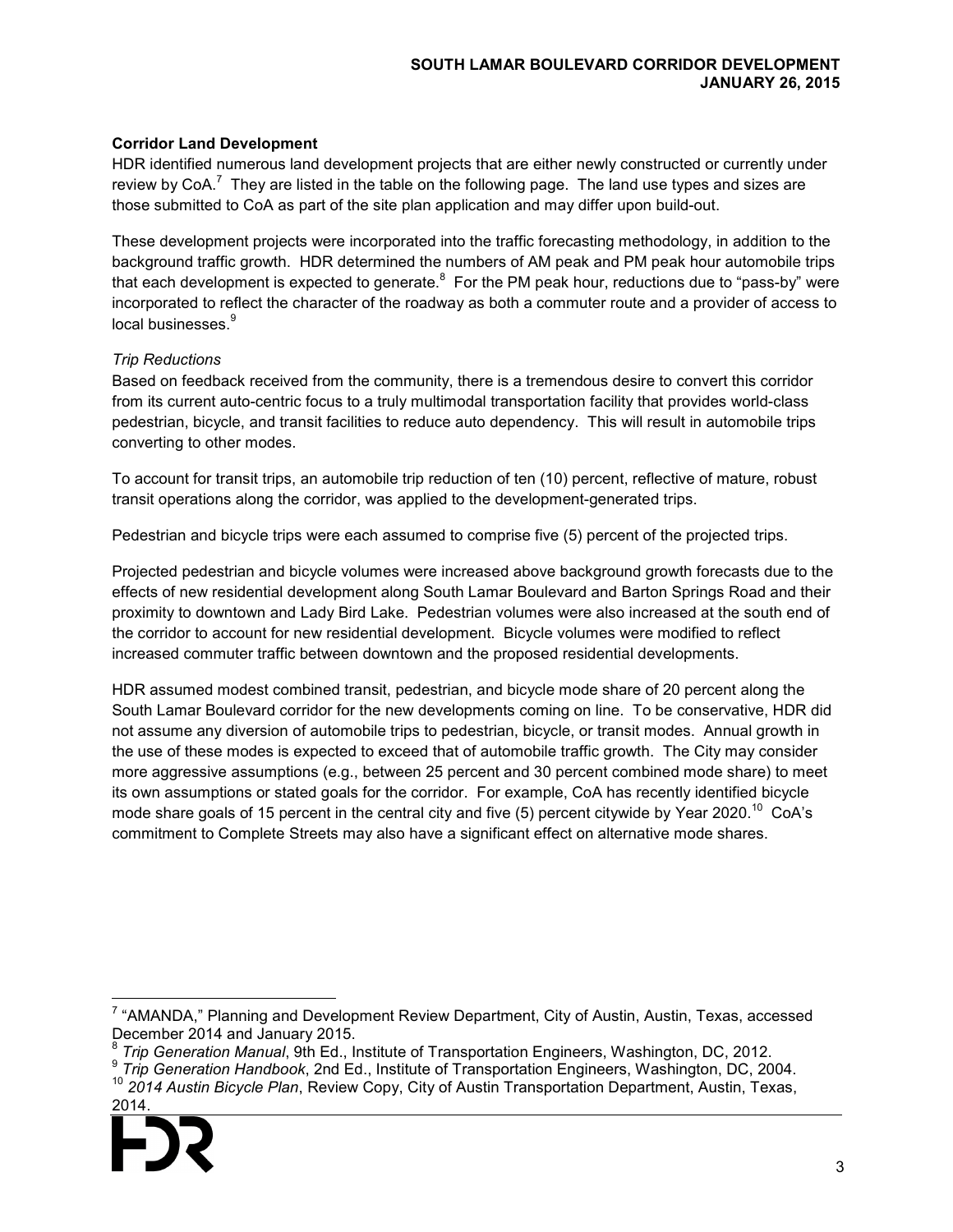## Corridor Land Development

HDR identified numerous land development projects that are either newly constructed or currently under review by CoA.[7] They are listed in the table on the following page. The land use types and sizes are those submitted to CoA as part of the site plan application and may differ upon build-out.

These development projects were incorporated into the traffic forecasting methodology, in addition to the background traffic growth. HDR determined the numbers of AM peak and PM peak hour automobile trips that each development is expected to generate.[8] For the PM peak hour, reductions due to "pass-by" were incorporated to reflect the character of the roadway as both a commuter route and a provider of access to local businesses.[9]

### *Trip Reductions*

Based on feedback received from the community, there is a tremendous desire to convert this corridor from its current auto-centric focus to a truly multimodal transportation facility that provides world-class pedestrian, bicycle, and transit facilities to reduce auto dependency. This will result in automobile trips converting to other modes.

To account for transit trips, an automobile trip reduction of ten (10) percent, reflective of mature, robust transit operations along the corridor, was applied to the development-generated trips.

Pedestrian and bicycle trips were each assumed to comprise five (5) percent of the projected trips.

Projected pedestrian and bicycle volumes were increased above background growth forecasts due to the effects of new residential development along South Lamar Boulevard and Barton Springs Road and their proximity to downtown and Lady Bird Lake. Pedestrian volumes were also increased at the south end of the corridor to account for new residential development. Bicycle volumes were modified to reflect increased commuter traffic between downtown and the proposed residential developments.

HDR assumed modest combined transit, pedestrian, and bicycle mode share of 20 percent along the South Lamar Boulevard corridor for the new developments coming on line. To be conservative, HDR did not assume any diversion of automobile trips to pedestrian, bicycle, or transit modes. Annual growth in the use of these modes is expected to exceed that of automobile traffic growth. The City may consider more aggressive assumptions (e.g., between 25 percent and 30 percent combined mode share) to meet its own assumptions or stated goals for the corridor. For example, CoA has recently identified bicycle mode share goals of 15 percent in the central city and five (5) percent citywide by Year 2020.[10] CoA's commitment to Complete Streets may also have a significant effect on alternative mode shares.

---

[7] "AMANDA," Planning and Development Review Department, City of Austin, Austin, Texas, accessed December 2014 and January 2015.

[8] *Trip Generation Manual*, 9th Ed., Institute of Transportation Engineers, Washington, DC, 2012.

[9] *Trip Generation Handbook*, 2nd Ed., Institute of Transportation Engineers, Washington, DC, 2004.

[10] *2014 Austin Bicycle Plan*, Review Copy, City of Austin Transportation Department, Austin, Texas, 2014.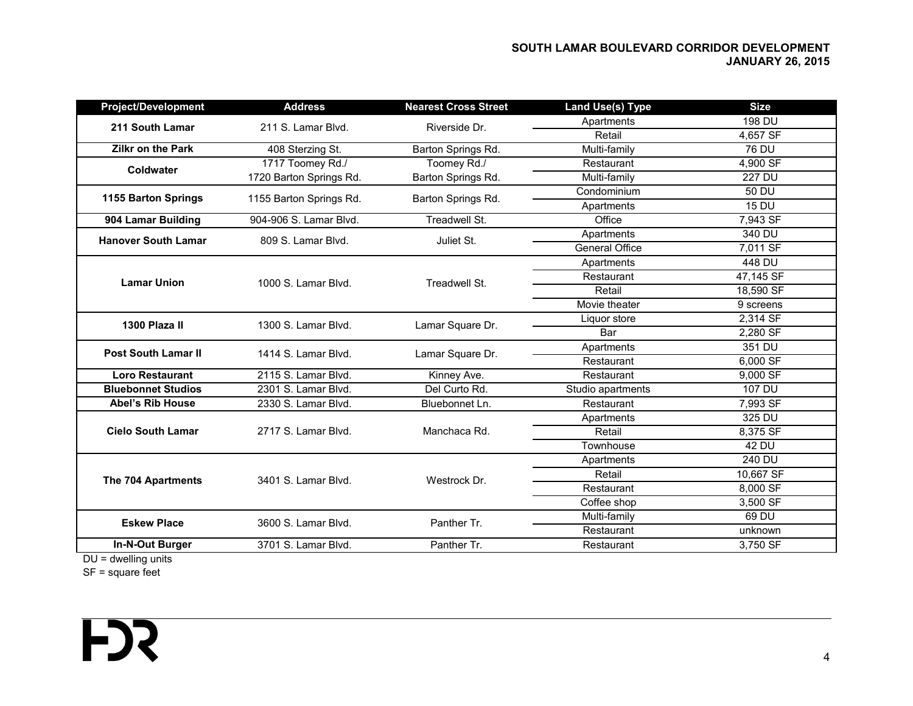## SOUTH LAMAR BOULEVARD CORRIDOR DEVELOPMENT
## JANUARY 26, 2015

| Project/Development | Address | Nearest Cross Street | Land Use(s) Type | Size |
|---|---|---|---|---|
| **211 South Lamar** | 211 S. Lamar Blvd. | Riverside Dr. | Apartments | 198 DU |
| | | | Retail | 4,657 SF |
| **Zilkr on the Park** | 408 Sterzing St. | Barton Springs Rd. | Multi-family | 76 DU |
| **Coldwater** | 1717 Toomey Rd./ 1720 Barton Springs Rd. | Toomey Rd./ Barton Springs Rd. | Restaurant | 4,900 SF |
| | | | Multi-family | 227 DU |
| **1155 Barton Springs** | 1155 Barton Springs Rd. | Barton Springs Rd. | Condominium | 50 DU |
| | | | Apartments | 15 DU |
| **904 Lamar Building** | 904-906 S. Lamar Blvd. | Treadwell St. | Office | 7,943 SF |
| **Hanover South Lamar** | 809 S. Lamar Blvd. | Juliet St. | Apartments | 340 DU |
| | | | General Office | 7,011 SF |
| **Lamar Union** | 1000 S. Lamar Blvd. | Treadwell St. | Apartments | 448 DU |
| | | | Restaurant | 47,145 SF |
| | | | Retail | 18,590 SF |
| | | | Movie theater | 9 screens |
| **1300 Plaza II** | 1300 S. Lamar Blvd. | Lamar Square Dr. | Liquor store | 2,314 SF |
| | | | Bar | 2,280 SF |
| **Post South Lamar II** | 1414 S. Lamar Blvd. | Lamar Square Dr. | Apartments | 351 DU |
| | | | Restaurant | 6,000 SF |
| **Loro Restaurant** | 2115 S. Lamar Blvd. | Kinney Ave. | Restaurant | 9,000 SF |
| **Bluebonnet Studios** | 2301 S. Lamar Blvd. | Del Curto Rd. | Studio apartments | 107 DU |
| **Abel's Rib House** | 2330 S. Lamar Blvd. | Bluebonnet Ln. | Restaurant | 7,993 SF |
| **Cielo South Lamar** | 2717 S. Lamar Blvd. | Manchaca Rd. | Apartments | 325 DU |
| | | | Retail | 8,375 SF |
| | | | Townhouse | 42 DU |
| **The 704 Apartments** | 3401 S. Lamar Blvd. | Westrock Dr. | Apartments | 240 DU |
| | | | Retail | 10,667 SF |
| | | | Restaurant | 8,000 SF |
| | | | Coffee shop | 3,500 SF |
| **Eskew Place** | 3600 S. Lamar Blvd. | Panther Tr. | Multi-family | 69 DU |
| | | | Restaurant | unknown |
| **In-N-Out Burger** | 3701 S. Lamar Blvd. | Panther Tr. | Restaurant | 3,750 SF |

DU = dwelling units
SF = square feet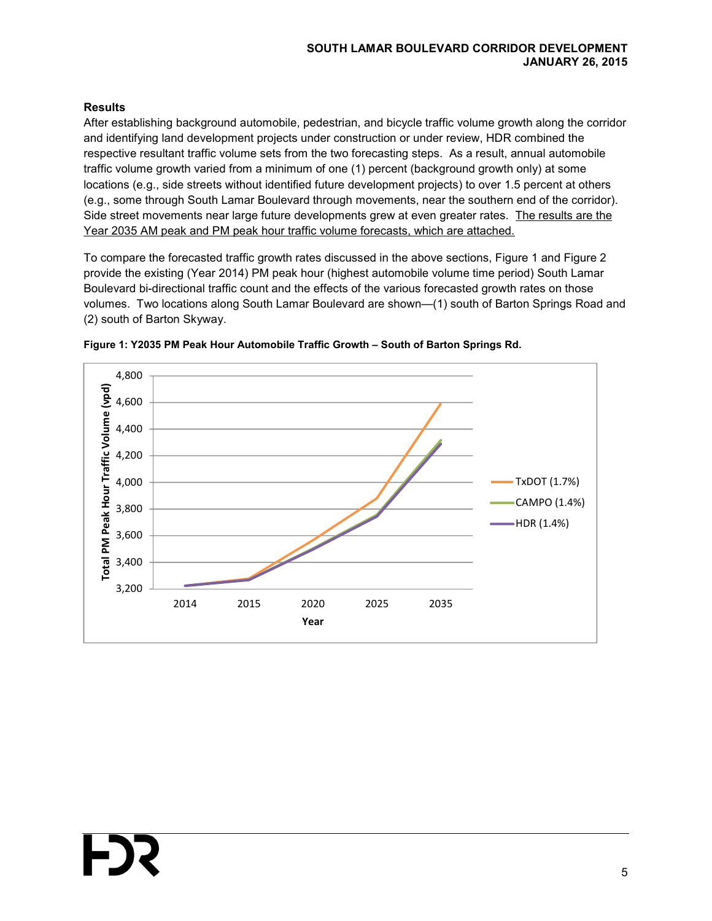### Results

After establishing background automobile, pedestrian, and bicycle traffic volume growth along the corridor and identifying land development projects under construction or under review, HDR combined the respective resultant traffic volume sets from the two forecasting steps. As a result, annual automobile traffic volume growth varied from a minimum of one (1) percent (background growth only) at some locations (e.g., side streets without identified future development projects) to over 1.5 percent at others (e.g., some through South Lamar Boulevard through movements, near the southern end of the corridor). Side street movements near large future developments grew at even greater rates. The results are the Year 2035 AM peak and PM peak hour traffic volume forecasts, which are attached.

To compare the forecasted traffic growth rates discussed in the above sections, Figure 1 and Figure 2 provide the existing (Year 2014) PM peak hour (highest automobile volume time period) South Lamar Boulevard bi-directional traffic count and the effects of the various forecasted growth rates on those volumes. Two locations along South Lamar Boulevard are shown—(1) south of Barton Springs Road and (2) south of Barton Skyway.

**Figure 1: Y2035 PM Peak Hour Automobile Traffic Growth – South of Barton Springs Rd.**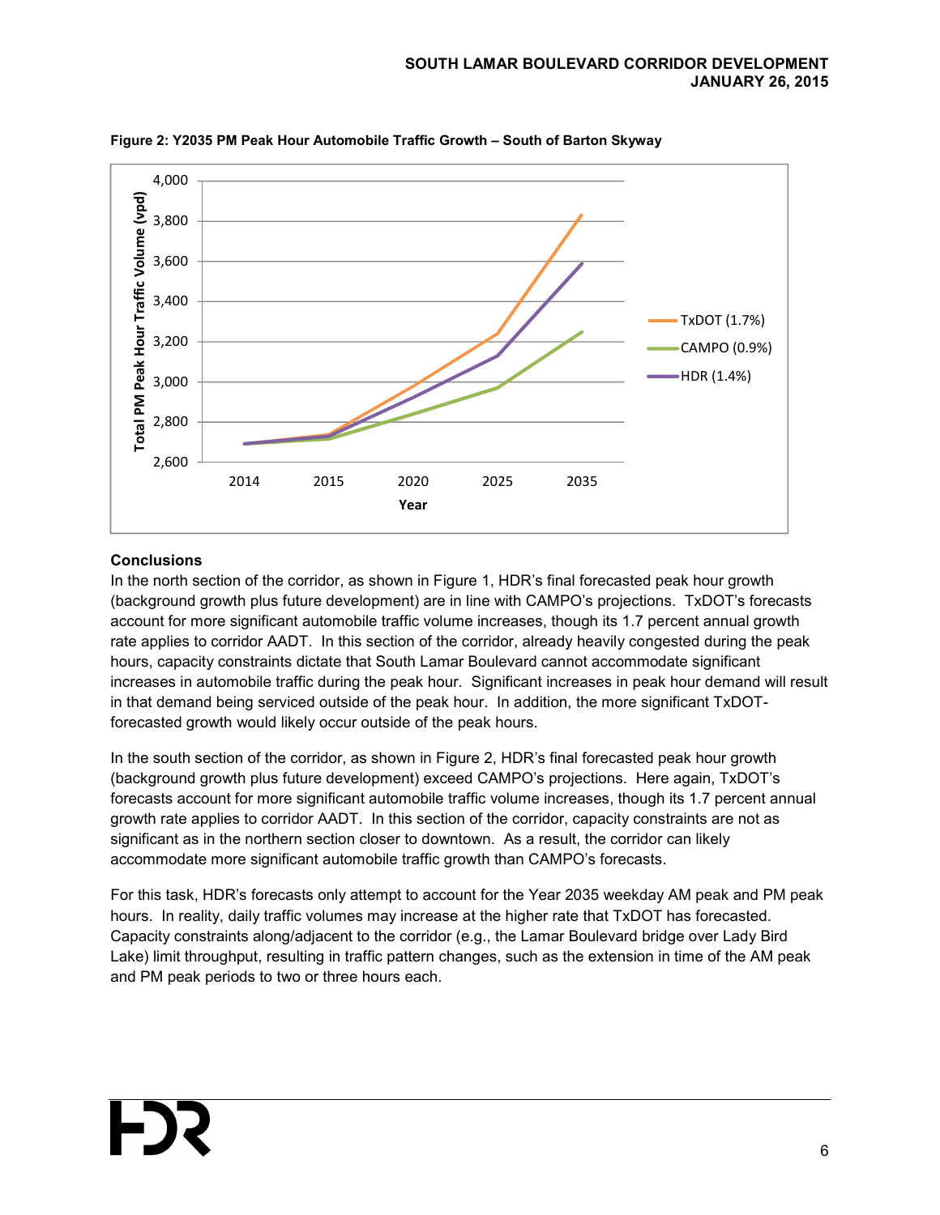**Figure 2: Y2035 PM Peak Hour Automobile Traffic Growth – South of Barton Skyway**

**Conclusions**

In the north section of the corridor, as shown in Figure 1, HDR's final forecasted peak hour growth (background growth plus future development) are in line with CAMPO's projections. TxDOT's forecasts account for more significant automobile traffic volume increases, though its 1.7 percent annual growth rate applies to corridor AADT. In this section of the corridor, already heavily congested during the peak hours, capacity constraints dictate that South Lamar Boulevard cannot accommodate significant increases in automobile traffic during the peak hour. Significant increases in peak hour demand will result in that demand being serviced outside of the peak hour. In addition, the more significant TxDOT-forecasted growth would likely occur outside of the peak hours.

In the south section of the corridor, as shown in Figure 2, HDR's final forecasted peak hour growth (background growth plus future development) exceed CAMPO's projections. Here again, TxDOT's forecasts account for more significant automobile traffic volume increases, though its 1.7 percent annual growth rate applies to corridor AADT. In this section of the corridor, capacity constraints are not as significant as in the northern section closer to downtown. As a result, the corridor can likely accommodate more significant automobile traffic growth than CAMPO's forecasts.

For this task, HDR's forecasts only attempt to account for the Year 2035 weekday AM peak and PM peak hours. In reality, daily traffic volumes may increase at the higher rate that TxDOT has forecasted. Capacity constraints along/adjacent to the corridor (e.g., the Lamar Boulevard bridge over Lady Bird Lake) limit throughput, resulting in traffic pattern changes, such as the extension in time of the AM peak and PM peak periods to two or three hours each.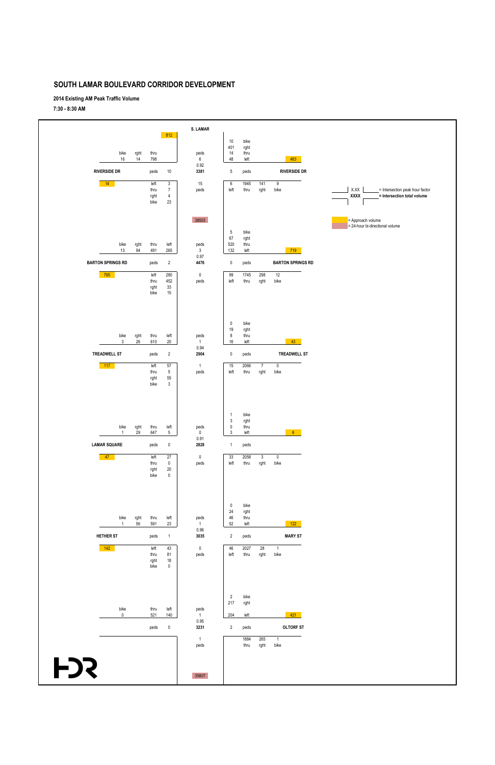# SOUTH LAMAR BOULEVARD CORRIDOR DEVELOPMENT

**2014 Existing AM Peak Traffic Volume**

**7:30 - 8:30 AM**

**Corridor:** S. LAMAR

**Legend:**

- X.XX = Intersection peak hour factor
- XXXX = Intersection total volume
- Approach volume (yellow highlight)
- 24-hour bi-directional volume (pink highlight)

## S. Lamar & Riverside Dr

Peak hour factor: 0.92 | Intersection total volume: 3381

| Approach | left | thru | rght | bike | Approach volume | peds |
|---|---|---|---|---|---|---|
| S. Lamar (from north) | | 798 | 14 | 16 | 812 | 6 |
| Riverside Dr (from east) | 48 | 14 | 401 | 10 | 463 | 5 |
| S. Lamar (from south) | 6 | 1945 | 141 | 9 | | 15 |
| Riverside Dr (from west) | 3 | 7 | 4 | 23 | 14 | 10 |

24-hour bi-directional volume (S. Lamar, Riverside Dr to Barton Springs Rd): 38503

## S. Lamar & Barton Springs Rd

Peak hour factor: 0.97 | Intersection total volume: 4476

| Approach | left | thru | rght | bike | Approach volume | peds |
|---|---|---|---|---|---|---|
| S. Lamar (from north) | 265 | 491 | 94 | 13 | | 3 |
| Barton Springs Rd (from east) | 132 | 520 | 67 | 5 | 719 | 0 |
| S. Lamar (from south) | 99 | 1745 | 298 | 12 | | 0 |
| Barton Springs Rd (from west) | 280 | 452 | 33 | 15 | 765 | 2 |

## S. Lamar & Treadwell St

Peak hour factor: 0.94 | Intersection total volume: 2904

| Approach | left | thru | rght | bike | Approach volume | peds |
|---|---|---|---|---|---|---|
| S. Lamar (from north) | 20 | 610 | 26 | 3 | | 1 |
| Treadwell St (from east) | 16 | 8 | 19 | 0 | 43 | 0 |
| S. Lamar (from south) | 15 | 2066 | 7 | 0 | | 1 |
| Treadwell St (from west) | 57 | 5 | 55 | 3 | 117 | 2 |

## S. Lamar & Lamar Square

Peak hour factor: 0.91 | Intersection total volume: 2828

| Approach | left | thru | rght | bike | Approach volume | peds |
|---|---|---|---|---|---|---|
| S. Lamar (from north) | 5 | 647 | 29 | 1 | | 0 |
| (from east) | 3 | 0 | 3 | 1 | 6 | 1 |
| S. Lamar (from south) | 33 | 2058 | 3 | 0 | | 0 |
| Lamar Square (from west) | 27 | 0 | 20 | 0 | 47 | 0 |

## S. Lamar & Hether St / Mary St

Peak hour factor: 0.96 | Intersection total volume: 3035

| Approach | left | thru | rght | bike | Approach volume | peds |
|---|---|---|---|---|---|---|
| S. Lamar (from north) | 23 | 591 | 56 | 1 | | 1 |
| Mary St (from east) | 52 | 46 | 24 | 0 | 122 | 2 |
| S. Lamar (from south) | 46 | 2027 | 28 | 1 | | 0 |
| Hether St (from west) | 43 | 81 | 18 | 0 | 142 | 1 |

## S. Lamar & Oltorf St

Peak hour factor: 0.95 | Intersection total volume: 3231

| Approach | left | thru | rght | bike | Approach volume | peds |
|---|---|---|---|---|---|---|
| S. Lamar (from north) | 140 | 521 | | 0 | | 1 |
| Oltorf St (from east) | 204 | | 217 | 2 | 421 | 2 |
| S. Lamar (from south) | | 1884 | 265 | 1 | | 1 |
| (west) | | | | | | 0 |

24-hour bi-directional volume (S. Lamar, south of Oltorf St): 35807

HDR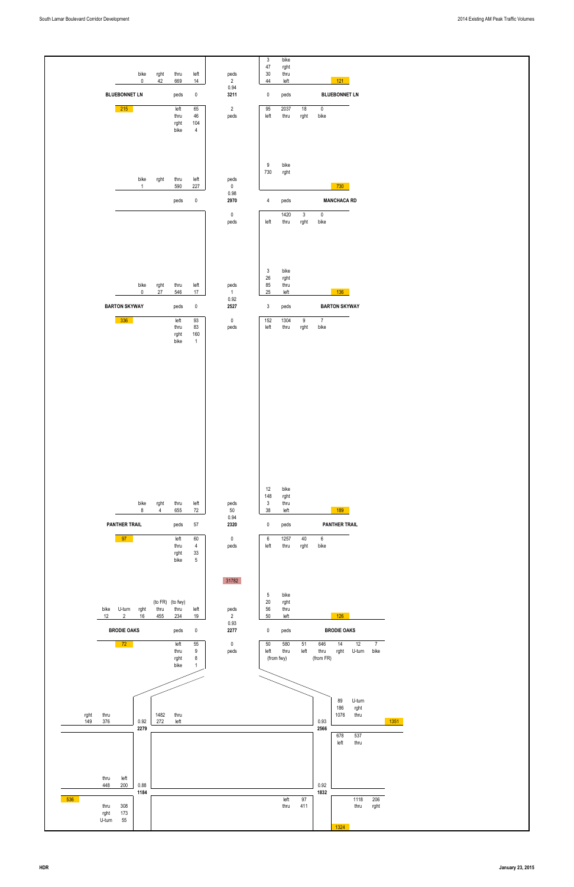# 2014 Existing AM Peak Traffic Volumes

South Lamar Boulevard Corridor Development

## BLUEBONNET LN

**Southbound approach (north leg, west side):**

| bike | rght | thru | left |
|---|---|---|---|
| 0 | 42 | 669 | 14 |

**Northbound departure / approach (north leg, east side):**

| Movement | Volume |
|---|---|
| bike | 3 |
| rght | 47 |
| thru | 30 |
| left | 44 |

Eastbound approach (Bluebonnet Ln east leg total): 121

| Item | Value |
|---|---|
| peds (north) | 2 |
| PHF | 0.94 |
| Intersection total | 3211 |
| peds (west) | 0 |
| peds (east) | 0 |
| peds (south) | 2 |

**West leg (Bluebonnet Ln) total: 215**

| Movement | Volume |
|---|---|
| left | 65 |
| thru | 46 |
| rght | 104 |
| bike | 4 |

**Northbound approach (south leg):**

| left | thru | rght | bike |
|---|---|---|---|
| 95 | 2037 | 18 | 0 |

## MANCHACA RD

**Southbound approach:**

| bike | rght | thru | left |
|---|---|---|---|
| 1 | | 590 | 227 |

**East side:**

| Movement | Volume |
|---|---|
| bike | 9 |
| rght | 730 |

Manchaca Rd total: 730

| Item | Value |
|---|---|
| peds (north) | 0 |
| PHF | 0.98 |
| Intersection total | 2970 |
| peds (west) | 0 |
| peds (east) | 4 |
| peds (south) | 0 |

**Northbound approach:**

| left | thru | rght | bike |
|---|---|---|---|
| | 1420 | 3 | 0 |

## BARTON SKYWAY

**Southbound approach:**

| bike | rght | thru | left |
|---|---|---|---|
| 0 | 27 | 546 | 17 |

**East leg:**

| Movement | Volume |
|---|---|
| bike | 3 |
| rght | 26 |
| thru | 85 |
| left | 25 |

East leg total: 136

| Item | Value |
|---|---|
| peds (north) | 1 |
| PHF | 0.92 |
| Intersection total | 2527 |
| peds (west) | 0 |
| peds (east) | 3 |
| peds (south) | 0 |

**West leg total: 336**

| Movement | Volume |
|---|---|
| left | 93 |
| thru | 83 |
| rght | 160 |
| bike | 1 |

**Northbound approach:**

| left | thru | rght | bike |
|---|---|---|---|
| 152 | 1304 | 9 | 7 |

## PANTHER TRAIL

**Southbound approach:**

| bike | rght | thru | left |
|---|---|---|---|
| 8 | 4 | 655 | 72 |

**East leg:**

| Movement | Volume |
|---|---|
| bike | 12 |
| rght | 148 |
| thru | 3 |
| left | 38 |

East leg total: 189

| Item | Value |
|---|---|
| peds (north) | 50 |
| PHF | 0.94 |
| Intersection total | 2320 |
| peds (west) | 57 |
| peds (east) | 0 |
| peds (south) | 0 |

**West leg total: 97**

| Movement | Volume |
|---|---|
| left | 60 |
| thru | 4 |
| rght | 33 |
| bike | 5 |

**Northbound approach:**

| left | thru | rght | bike |
|---|---|---|---|
| 6 | 1257 | 40 | 6 |

Corridor total: 31782

## BRODIE OAKS

**Southbound approach:**

| bike | U-turn | rght | thru (to FR) | thru (to fwy) | left |
|---|---|---|---|---|---|
| 12 | 2 | 16 | 455 | 234 | 19 |

**East leg:**

| Movement | Volume |
|---|---|
| bike | 5 |
| rght | 20 |
| thru | 56 |
| left | 50 |

East leg total: 126

| Item | Value |
|---|---|
| peds (north) | 2 |
| PHF | 0.93 |
| Intersection total | 2277 |
| peds (west) | 0 |
| peds (east) | 0 |
| peds (south) | 0 |

**West leg total: 72**

| Movement | Volume |
|---|---|
| left | 55 |
| thru | 9 |
| rght | 8 |
| bike | 1 |

**Northbound approach:**

| left | thru (from fwy) | left | thru (from FR) | rght | U-turn | bike |
|---|---|---|---|---|---|---|
| 50 | 580 | 51 | 646 | 14 | 12 | 7 |

## Frontage Road Intersections

**West frontage road intersection (north) — PHF 0.92, total 2279:**

| rght | thru |
|---|---|
| 149 | 376 |

| thru | left |
|---|---|
| 1482 | 272 |

**East frontage road intersection (north) — PHF 0.93, total 2566:**

| Movement | Volume |
|---|---|
| U-turn | 89 |
| rght | 186 |
| thru | 1076 |

East total: 1351

| left | thru |
|---|---|
| 678 | 537 |

**West frontage road intersection (south) — PHF 0.88, total 1184:**

| thru | left |
|---|---|
| 448 | 200 |

West total: 536

| Movement | Volume |
|---|---|
| thru | 308 |
| rght | 173 |
| U-turn | 55 |

**East frontage road intersection (south) — PHF 0.92, total 1832:**

| Movement | Volume |
|---|---|
| left | 97 |
| thru | 411 |

| thru | rght |
|---|---|
| 1118 | 206 |

South total: 1324

HDR

January 23, 2015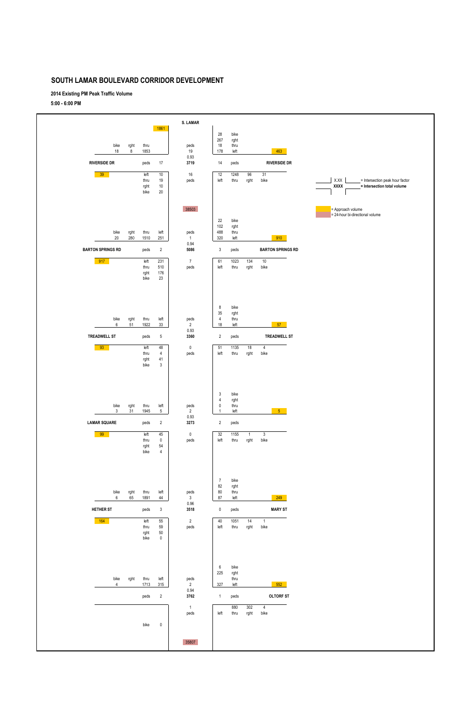# SOUTH LAMAR BOULEVARD CORRIDOR DEVELOPMENT

**2014 Existing PM Peak Traffic Volume**

**5:00 - 6:00 PM**

**S. LAMAR**

Southbound approach volume (north of Riverside Dr): 1861

| | | |
|---|---|---|
| bike | rght | thru |
| 18 | 8 | 1853 |

## RIVERSIDE DR / S. LAMAR

| Location | Data |
|---|---|
| North leg peds | 19 |
| Peak hour factor | 0.93 |
| Intersection total volume | 3719 |
| West leg peds | 17 |
| East leg peds | 14 |
| South leg peds | 16 |

Westbound (east leg) approach volume: 463

| bike | rght | thru | left |
|---|---|---|---|
| 28 | 267 | 18 | 178 |

Eastbound (west leg) approach volume: 39

| left | thru | rght | bike |
|---|---|---|---|
| 10 | 19 | 10 | 20 |

Northbound (south leg):

| left | thru | rght | bike |
|---|---|---|---|
| 12 | 1248 | 96 | 31 |

24-hour bi-directional volume (S. Lamar between Riverside Dr and Barton Springs Rd): 38503

## BARTON SPRINGS RD / S. LAMAR

Southbound (north leg):

| bike | rght | thru | left |
|---|---|---|---|
| 20 | 280 | 1510 | 251 |

| Location | Data |
|---|---|
| North leg peds | 1 |
| Peak hour factor | 0.94 |
| Intersection total volume | 5086 |
| West leg peds | 2 |
| East leg peds | 3 |
| South leg peds | 7 |

Westbound (east leg) approach volume: 910

| bike | rght | thru | left |
|---|---|---|---|
| 22 | 102 | 488 | 320 |

Eastbound (west leg) approach volume: 917

| left | thru | rght | bike |
|---|---|---|---|
| 231 | 510 | 176 | 23 |

Northbound (south leg):

| left | thru | rght | bike |
|---|---|---|---|
| 61 | 1023 | 134 | 10 |

## TREADWELL ST / S. LAMAR

Southbound (north leg):

| bike | rght | thru | left |
|---|---|---|---|
| 6 | 51 | 1922 | 33 |

| Location | Data |
|---|---|
| North leg peds | 2 |
| Peak hour factor | 0.93 |
| Intersection total volume | 3360 |
| West leg peds | 5 |
| East leg peds | 2 |
| South leg peds | 0 |

Westbound (east leg) approach volume: 57

| bike | rght | thru | left |
|---|---|---|---|
| 8 | 35 | 4 | 18 |

Eastbound (west leg) approach volume: 93

| left | thru | rght | bike |
|---|---|---|---|
| 48 | 4 | 41 | 3 |

Northbound (south leg):

| left | thru | rght | bike |
|---|---|---|---|
| 51 | 1135 | 18 | 4 |

## LAMAR SQUARE / S. LAMAR

Southbound (north leg):

| bike | rght | thru | left |
|---|---|---|---|
| 3 | 31 | 1945 | 5 |

| Location | Data |
|---|---|
| North leg peds | 2 |
| Peak hour factor | 0.93 |
| Intersection total volume | 3273 |
| West leg peds | 2 |
| East leg peds | 2 |
| South leg peds | 0 |

Westbound (east leg) approach volume: 5

| bike | rght | thru | left |
|---|---|---|---|
| 3 | 4 | 0 | 1 |

Eastbound (west leg) approach volume: 99

| left | thru | rght | bike |
|---|---|---|---|
| 45 | 0 | 54 | 4 |

Northbound (south leg):

| left | thru | rght | bike |
|---|---|---|---|
| 32 | 1155 | 1 | 3 |

## HETHER ST / MARY ST / S. LAMAR

Southbound (north leg):

| bike | rght | thru | left |
|---|---|---|---|
| 6 | 65 | 1891 | 44 |

| Location | Data |
|---|---|
| North leg peds | 3 |
| Peak hour factor | 0.96 |
| Intersection total volume | 3518 |
| West leg peds | 3 |
| East leg peds | 0 |
| South leg peds | 2 |

Westbound (east leg, Mary St) approach volume: 249

| bike | rght | thru | left |
|---|---|---|---|
| 7 | 82 | 80 | 87 |

Eastbound (west leg, Hether St) approach volume: 164

| left | thru | rght | bike |
|---|---|---|---|
| 55 | 59 | 50 | 0 |

Northbound (south leg):

| left | thru | rght | bike |
|---|---|---|---|
| 40 | 1051 | 14 | 1 |

## OLTORF ST / S. LAMAR

Southbound (north leg):

| bike | rght | thru | left |
|---|---|---|---|
| 4 | | 1713 | 315 |

| Location | Data |
|---|---|
| North leg peds | 2 |
| Peak hour factor | 0.94 |
| Intersection total volume | 3762 |
| West leg peds | 2 |
| East leg peds | 1 |
| South leg peds | 1 |

Westbound (east leg) approach volume: 552

| bike | rght | thru | left |
|---|---|---|---|
| 6 | 225 | | 327 |

West leg: bike 0

Northbound (south leg):

| left | thru | rght | bike |
|---|---|---|---|
| | 880 | 302 | 4 |

24-hour bi-directional volume (S. Lamar south of Oltorf St): 35807

**Legend:**

- X.XX = Intersection peak hour factor
- XXXX = Intersection total volume
- Yellow = Approach volume
- Pink = 24-hour bi-directional volume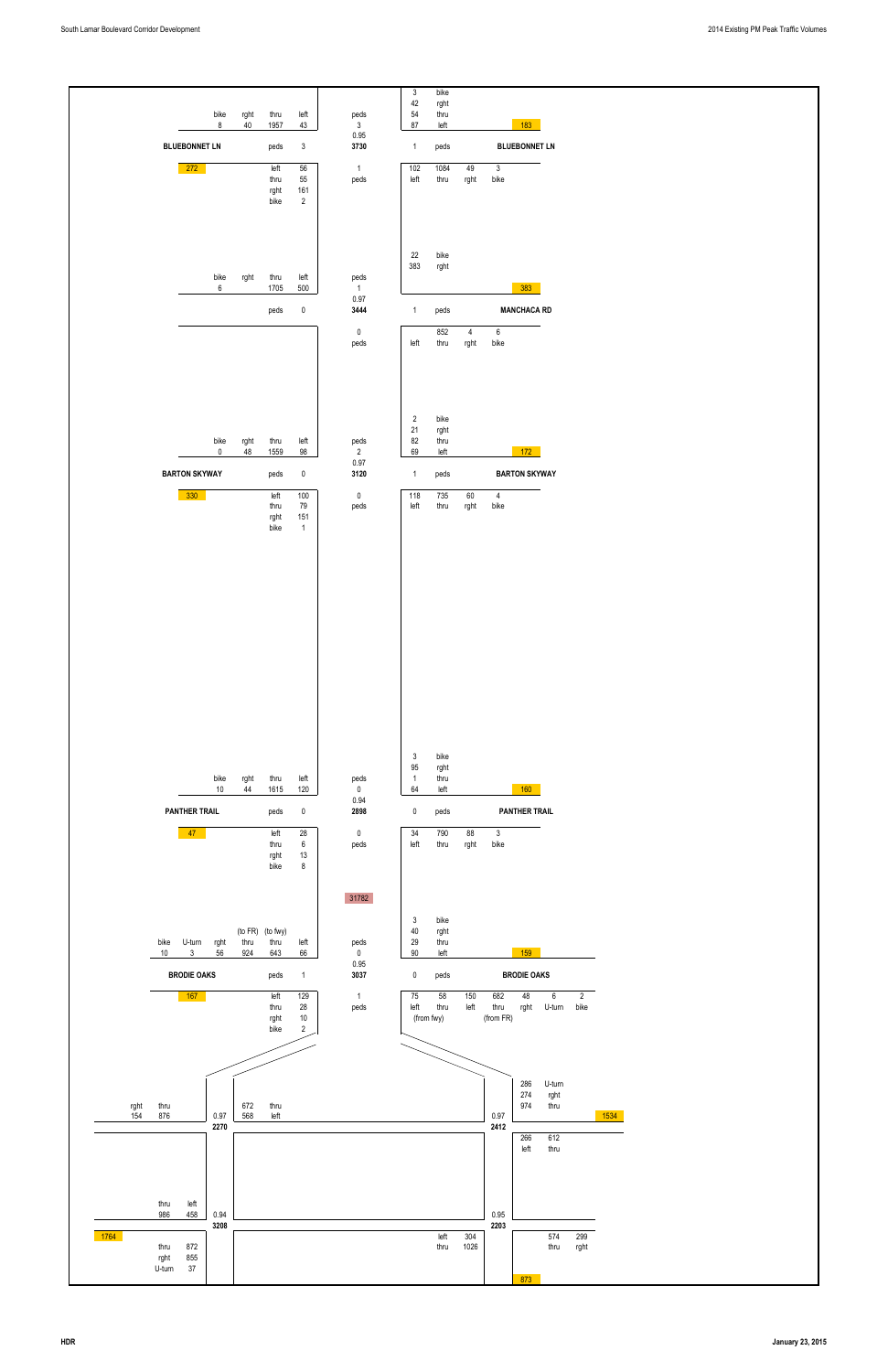# 2014 Existing PM Peak Traffic Volumes

South Lamar Boulevard Corridor Development

## BLUEBONNET LN

| Approach | bike | rght | thru | left | peds |
|---|---|---|---|---|---|
| Southbound (from north) | 8 | 40 | 1957 | 43 | 3 |
| Northbound (from south) | 3 | 49 | 1084 | 102 | 1 |
| Eastbound (west leg) | 2 | 161 | 55 | 56 | 3 |
| Westbound (east leg) | 3 | 42 | 54 | 87 | 1 |

- PHF: 0.95
- Intersection total: 3730
- West leg: 272
- East leg: 183

## MANCHACA RD

| Approach | bike | rght | thru | left | peds |
|---|---|---|---|---|---|
| Southbound (from north) | 6 | | 1705 | 500 | 1 |
| Northbound (from south) | 6 | 4 | 852 | | 0 |
| Westbound (east leg) | 22 | 383 | | | 1 |

- West leg peds: 0
- PHF: 0.97
- Intersection total: 3444
- East leg: 383

## BARTON SKYWAY

| Approach | bike | rght | thru | left | peds |
|---|---|---|---|---|---|
| Southbound (from north) | 0 | 48 | 1559 | 98 | 2 |
| Northbound (from south) | 4 | 60 | 735 | 118 | 0 |
| Eastbound (west leg) | 1 | 151 | 79 | 100 | 0 |
| Westbound (east leg) | 2 | 21 | 82 | 69 | 1 |

- PHF: 0.97
- Intersection total: 3120
- West leg: 330
- East leg: 172

## PANTHER TRAIL

| Approach | bike | rght | thru | left | peds |
|---|---|---|---|---|---|
| Southbound (from north) | 10 | 44 | 1615 | 120 | 0 |
| Northbound (from south) | 3 | 88 | 790 | 34 | 0 |
| Eastbound (west leg) | 8 | 13 | 6 | 28 | 0 |
| Westbound (east leg) | 3 | 95 | 1 | 64 | 0 |

- PHF: 0.94
- Intersection total: 2898
- West leg: 47
- East leg: 160

31782

## BRODIE OAKS

| Approach | bike | U-turn | rght | thru (to FR) | thru (to fwy) | left | peds |
|---|---|---|---|---|---|---|---|
| Southbound (from north) | 10 | 3 | 56 | 924 | 643 | 66 | 0 |

| Approach | left | thru (from fwy) | left | thru (from FR) | rght | U-turn | bike | peds |
|---|---|---|---|---|---|---|---|---|
| Northbound (from south) | 75 | 58 | 150 | 682 | 48 | 6 | 2 | 0 |

| Approach | bike | rght | thru | left | peds |
|---|---|---|---|---|---|
| Eastbound (west leg) | 2 | 10 | 28 | 129 | 1 |
| Westbound (east leg) | 3 | 40 | 29 | 90 | 0 |

- PHF: 0.95
- Intersection total: 3037
- West leg: 167
- East leg: 159

## Freeway Ramps / Frontage Roads

**West intersection (north):** rght 154, thru 876; thru 672, left 568; PHF 0.97; total 2270

**East intersection (north):** U-turn 286, rght 274, thru 974; left 266, thru 612; PHF 0.97; total 2412; 1534

**West intersection (south):** thru 986, left 458; thru 872, rght 855, U-turn 37; PHF 0.94; total 3208; 1764

**East intersection (south):** left 304, thru 1026; thru 574, rght 299; PHF 0.95; total 2203; 873

HDR

January 23, 2015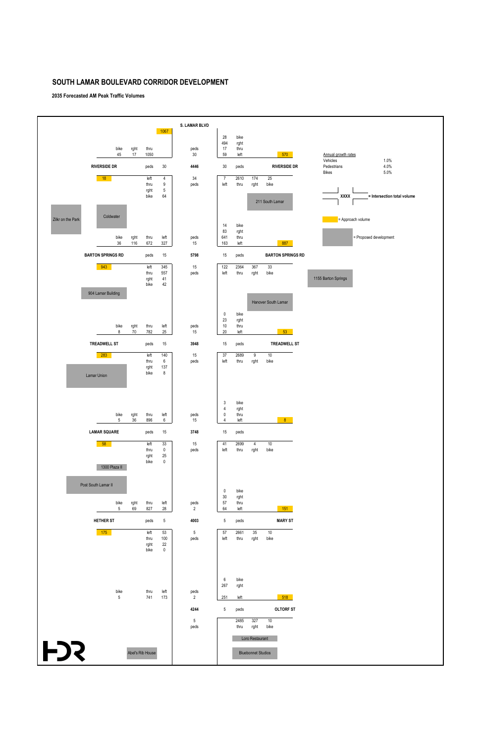# SOUTH LAMAR BOULEVARD CORRIDOR DEVELOPMENT

**2035 Forecasted AM Peak Traffic Volumes**

**S. LAMAR BLVD**

Annual growth rates

| | |
|---|---|
| Vehicles | 1.0% |
| Pedestrians | 4.0% |
| Bikes | 5.0% |

XXXX = Intersection total volume

= Approach volume

= Proposed development

## RIVERSIDE DR (Intersection total: 4446)

- Southbound approach (1067): bike 45, rght 17, thru 1050; peds 30
- Westbound approach (570): bike 28, rght 494, thru 17, left 59
- West leg peds 30; east leg peds 30
- Eastbound approach (18): left 4, thru 9, rght 5, bike 64
- Northbound approach: left 7, thru 2610, rght 174, bike 25; peds 34

Developments: 211 South Lamar, Coldwater, Zilkr on the Park

## BARTON SPRINGS RD (Intersection total: 5798)

- Southbound approach: bike 36, rght 116, thru 672, left 327; peds 15
- Westbound approach (887): bike 14, rght 83, thru 641, left 163
- West leg peds 15; east leg peds 15
- Eastbound approach (943): left 345, thru 557, rght 41, bike 42
- Northbound approach: left 122, thru 2364, rght 367, bike 33; peds 15

Developments: 1155 Barton Springs, 904 Lamar Building, Hanover South Lamar

## TREADWELL ST (Intersection total: 3948)

- Southbound approach: bike 8, rght 70, thru 782, left 25; peds 15
- Westbound approach (53): bike 0, rght 23, thru 10, left 20
- West leg peds 15; east leg peds 15
- Eastbound approach (283): left 140, thru 6, rght 137, bike 8
- Northbound approach: left 37, thru 2689, rght 9, bike 10; peds 15

Developments: Lamar Union

## LAMAR SQUARE (Intersection total: 3748)

- Southbound approach: bike 5, rght 36, thru 896, left 6; peds 15
- Westbound approach (8): bike 3, rght 4, thru 0, left 4
- West leg peds 15; east leg peds 15
- Eastbound approach (58): left 33, thru 0, rght 25, bike 0
- Northbound approach: left 41, thru 2699, rght 4, bike 10; peds 15

Developments: 1300 Plaza II, Post South Lamar II

## HETHER ST / MARY ST (Intersection total: 4003)

- Southbound approach: bike 5, rght 69, thru 827, left 28; peds 2
- Westbound approach (151): bike 0, rght 30, thru 57, left 64
- West leg peds 5; east leg peds 5
- Eastbound approach (175): left 53, thru 100, rght 22, bike 0
- Northbound approach: left 57, thru 2661, rght 35, bike 10; peds 5

## OLTORF ST (Intersection total: 4244)

- Southbound approach: bike 5, thru 741, left 173; peds 2
- Westbound approach (518): bike 6, rght 267, left 251
- East leg peds 5
- Northbound approach: thru 2485, rght 327, bike 10; peds 5

Developments: Loro Restaurant, Bluebonnet Studios, Abel's Rib House

HDR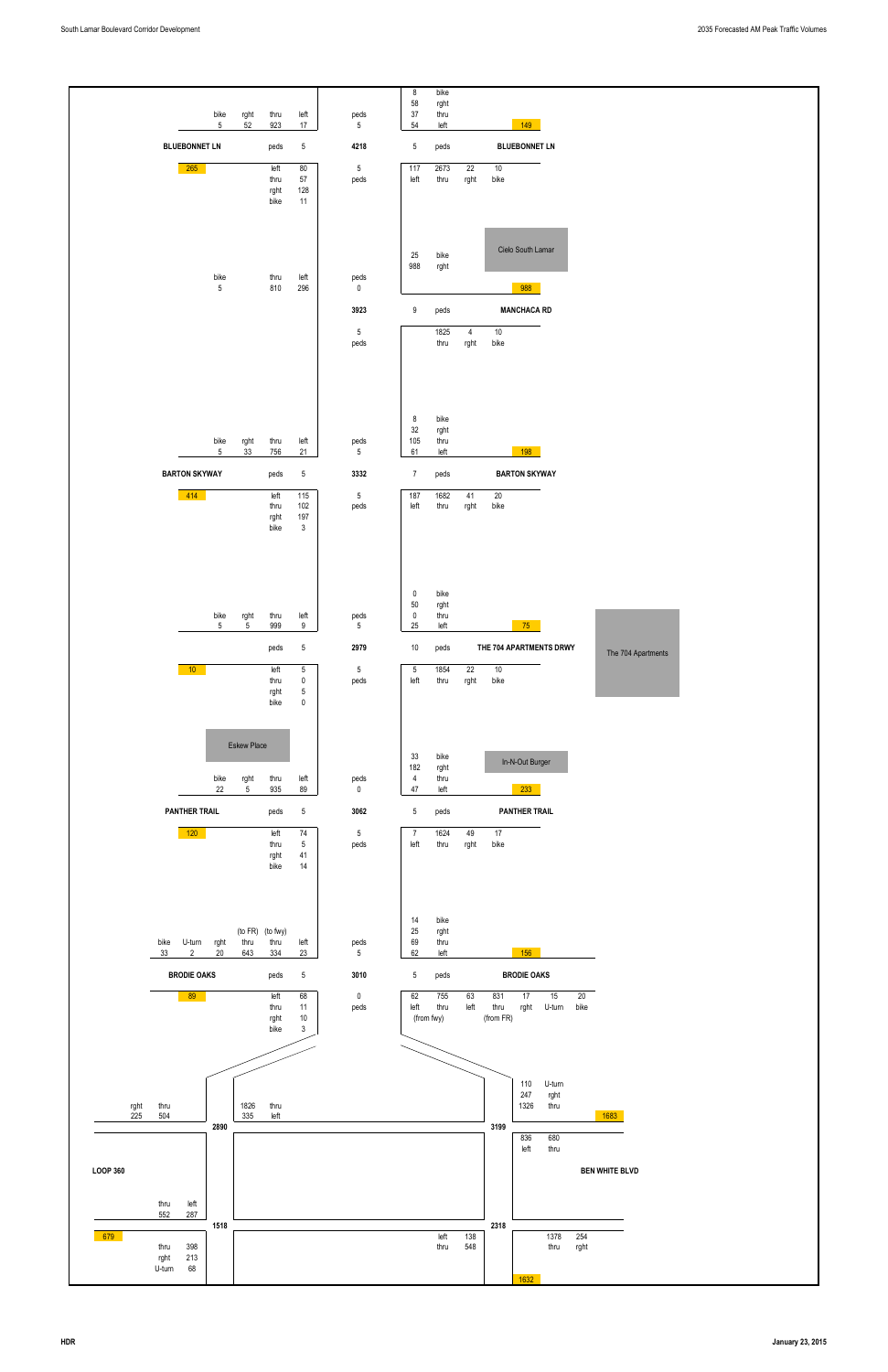South Lamar Boulevard Corridor Development

2035 Forecasted AM Peak Traffic Volumes

## BLUEBONNET LN

| Approach | Movement | Volume |
|---|---|---|
| Southbound (north leg) | bike | 5 |
| | rght | 52 |
| | thru | 923 |
| | left | 17 |
| North leg | peds | 5 |
| West leg (Bluebonnet Ln) | peds | 5 |
| | 265 | |
| Eastbound (west leg) | left | 80 |
| | thru | 57 |
| | rght | 128 |
| | bike | 11 |
| South leg | peds | 5 |
| Intersection total | 4218 | |
| Westbound (east leg) | bike | 8 |
| | rght | 58 |
| | thru | 37 |
| | left | 54 |
| | 149 | |
| East leg | peds | 5 |
| Northbound (south leg) | left | 117 |
| | thru | 2673 |
| | rght | 22 |
| | bike | 10 |

## MANCHACA RD

Cielo South Lamar

| Approach | Movement | Volume |
|---|---|---|
| Southbound | bike | 5 |
| | thru | 810 |
| | left | 296 |
| North leg | peds | 0 |
| Westbound (east leg) | bike | 25 |
| | rght | 988 |
| | 988 | |
| Intersection total | 3923 | |
| East leg | peds | 9 |
| South leg | peds | 5 |
| Northbound | thru | 1825 |
| | rght | 4 |
| | bike | 10 |

## BARTON SKYWAY

| Approach | Movement | Volume |
|---|---|---|
| Southbound | bike | 5 |
| | rght | 33 |
| | thru | 756 |
| | left | 21 |
| North leg | peds | 5 |
| West leg | peds | 5 |
| | 414 | |
| Eastbound | left | 115 |
| | thru | 102 |
| | rght | 197 |
| | bike | 3 |
| South leg | peds | 5 |
| Intersection total | 3332 | |
| Westbound | bike | 8 |
| | rght | 32 |
| | thru | 105 |
| | left | 61 |
| | 198 | |
| East leg | peds | 7 |
| Northbound | left | 187 |
| | thru | 1682 |
| | rght | 41 |
| | bike | 20 |

## THE 704 APARTMENTS DRWY

The 704 Apartments

| Approach | Movement | Volume |
|---|---|---|
| Southbound | bike | 5 |
| | rght | 5 |
| | thru | 999 |
| | left | 9 |
| North leg | peds | 5 |
| West leg | peds | 5 |
| | 10 | |
| Eastbound | left | 5 |
| | thru | 0 |
| | rght | 5 |
| | bike | 0 |
| South leg | peds | 5 |
| Intersection total | 2979 | |
| Westbound | bike | 0 |
| | rght | 50 |
| | thru | 0 |
| | left | 25 |
| | 75 | |
| East leg | peds | 10 |
| Northbound | left | 5 |
| | thru | 1854 |
| | rght | 22 |
| | bike | 10 |

## PANTHER TRAIL

Eskew Place

In-N-Out Burger

| Approach | Movement | Volume |
|---|---|---|
| Southbound | bike | 22 |
| | rght | 5 |
| | thru | 935 |
| | left | 89 |
| North leg | peds | 0 |
| West leg | peds | 5 |
| | 120 | |
| Eastbound | left | 74 |
| | thru | 5 |
| | rght | 41 |
| | bike | 14 |
| South leg | peds | 5 |
| Intersection total | 3062 | |
| Westbound | bike | 33 |
| | rght | 182 |
| | thru | 4 |
| | left | 47 |
| | 233 | |
| East leg | peds | 5 |
| Northbound | left | 7 |
| | thru | 1624 |
| | rght | 49 |
| | bike | 17 |

## BRODIE OAKS

| Approach | Movement | Volume |
|---|---|---|
| Southbound | bike | 33 |
| | U-turn | 2 |
| | rght | 20 |
| | thru (to FR) | 643 |
| | thru (to fwy) | 334 |
| | left | 23 |
| North leg | peds | 5 |
| West leg | peds | 5 |
| | 89 | |
| Eastbound | left | 68 |
| | thru | 11 |
| | rght | 10 |
| | bike | 3 |
| South leg | peds | 0 |
| Intersection total | 3010 | |
| Westbound | bike | 14 |
| | rght | 25 |
| | thru | 69 |
| | left | 62 |
| | 156 | |
| East leg | peds | 5 |
| Northbound | left | 62 |
| | thru (from fwy) | 755 |
| | left | 63 |
| | thru (from FR) | 831 |
| | rght | 17 |
| | U-turn | 15 |
| | bike | 20 |

## LOOP 360 / BEN WHITE BLVD

| Location | Movement | Volume |
|---|---|---|
| Westbound frontage (north side, west) | rght | 225 |
| | thru | 504 |
| Southbound | thru | 1826 |
| | left | 335 |
| Intersection total (NW) | 2890 | |
| Northbound (NE) | U-turn | 110 |
| | rght | 247 |
| | thru | 1326 |
| | 1683 | |
| Intersection total (NE) | 3199 | |
| Ben White Blvd | left | 836 |
| | thru | 680 |
| Loop 360 | thru | 552 |
| | left | 287 |
| Intersection total (SW) | 1518 | |
| | 679 | |
| Southbound (SW) | thru | 398 |
| | rght | 213 |
| | U-turn | 68 |
| Northbound | left | 138 |
| | thru | 548 |
| Intersection total (SE) | 2318 | |
| Eastbound frontage (SE) | thru | 1378 |
| | rght | 254 |
| | 1632 | |

HDR

January 23, 2015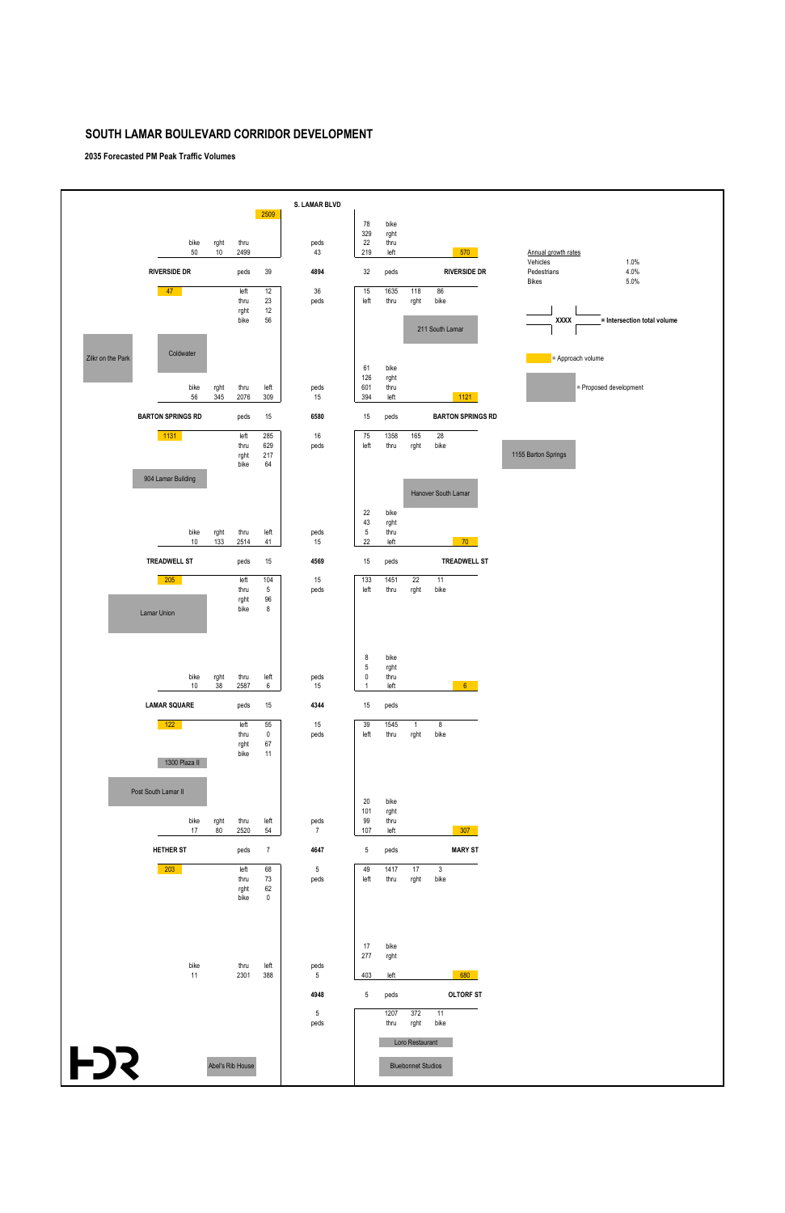# SOUTH LAMAR BOULEVARD CORRIDOR DEVELOPMENT

**2035 Forecasted PM Peak Traffic Volumes**

**S. LAMAR BLVD**

**Annual growth rates**

| | |
|---|---|
| Vehicles | 1.0% |
| Pedestrians | 4.0% |
| Bikes | 5.0% |

**Legend**

- XXXX = Intersection total volume
- (yellow) = Approach volume
- (gray) = Proposed development

## RIVERSIDE DR (Intersection total: 4894)

| Approach | Approach volume | left | thru | rght | bike | peds |
|---|---|---|---|---|---|---|
| Northbound S. Lamar (from south) | 2509 | | 2499 | 10 | 50 | 43 |
| Eastbound Riverside Dr (from west) | 47 | 12 | 23 | 12 | 56 | 39 |
| Southbound S. Lamar (from north) | 1121* | 15 | 1635 | 118 | 86 | 36 |
| Westbound Riverside Dr (from east) | 570 | 219 | 22 | 329 | 78 | 32 |

*Southbound values as shown: left 15, thru 1635, rght 118, bike 86; peds 36.

Proposed developments: 211 South Lamar, Coldwater, Zilkr on the Park

## BARTON SPRINGS RD (Intersection total: 6580)

| Approach | Approach volume | left | thru | rght | bike | peds |
|---|---|---|---|---|---|---|
| Northbound S. Lamar (from south) | | 309 | 2076 | 345 | 56 | 15 |
| Eastbound Barton Springs Rd (from west) | 1131 | 285 | 629 | 217 | 64 | 15 |
| Southbound S. Lamar (from north) | | 75 | 1358 | 165 | 28 | 16 |
| Westbound Barton Springs Rd (from east) | 1121 | 394 | 601 | 126 | 61 | 15 |

Proposed developments: 1155 Barton Springs, Hanover South Lamar, 904 Lamar Building

## TREADWELL ST (Intersection total: 4569)

| Approach | Approach volume | left | thru | rght | bike | peds |
|---|---|---|---|---|---|---|
| Northbound S. Lamar (from south) | | 41 | 2514 | 133 | 10 | 15 |
| Eastbound Treadwell St (from west) | 205 | 104 | 5 | 96 | 8 | 15 |
| Southbound S. Lamar (from north) | | 133 | 1451 | 22 | 11 | 15 |
| Westbound Treadwell St (from east) | 70 | 22 | 5 | 43 | 22 | 15 |

Proposed developments: Lamar Union

## LAMAR SQUARE (Intersection total: 4344)

| Approach | Approach volume | left | thru | rght | bike | peds |
|---|---|---|---|---|---|---|
| Northbound S. Lamar (from south) | | 6 | 2587 | 38 | 10 | 15 |
| Eastbound Lamar Square (from west) | 122 | 55 | 0 | 67 | 11 | 15 |
| Southbound S. Lamar (from north) | | 39 | 1545 | 1 | 8 | 15 |
| Westbound (from east) | 6 | 1 | 0 | 5 | 8 | 15 |

Proposed developments: 1300 Plaza II, Post South Lamar II

## HETHER ST / MARY ST (Intersection total: 4647)

| Approach | Approach volume | left | thru | rght | bike | peds |
|---|---|---|---|---|---|---|
| Northbound S. Lamar (from south) | | 54 | 2520 | 80 | 17 | 7 |
| Eastbound Hether St (from west) | 203 | 68 | 73 | 62 | 0 | 7 |
| Southbound S. Lamar (from north) | | 49 | 1417 | 17 | 3 | 5 |
| Westbound Mary St (from east) | 307 | 107 | 99 | 101 | 20 | 5 |

## OLTORF ST (Intersection total: 4948)

| Approach | Approach volume | left | thru | rght | bike | peds |
|---|---|---|---|---|---|---|
| Northbound S. Lamar (from south) | | 388 | 2301 | | 11 | 5 |
| Southbound S. Lamar (from north) | | | 1207 | 372 | 11 | 5 |
| Westbound Oltorf St (from east) | 680 | 403 | | 277 | 17 | 5 |

Proposed developments: Loro Restaurant, Bluebonnet Studios, Abel's Rib House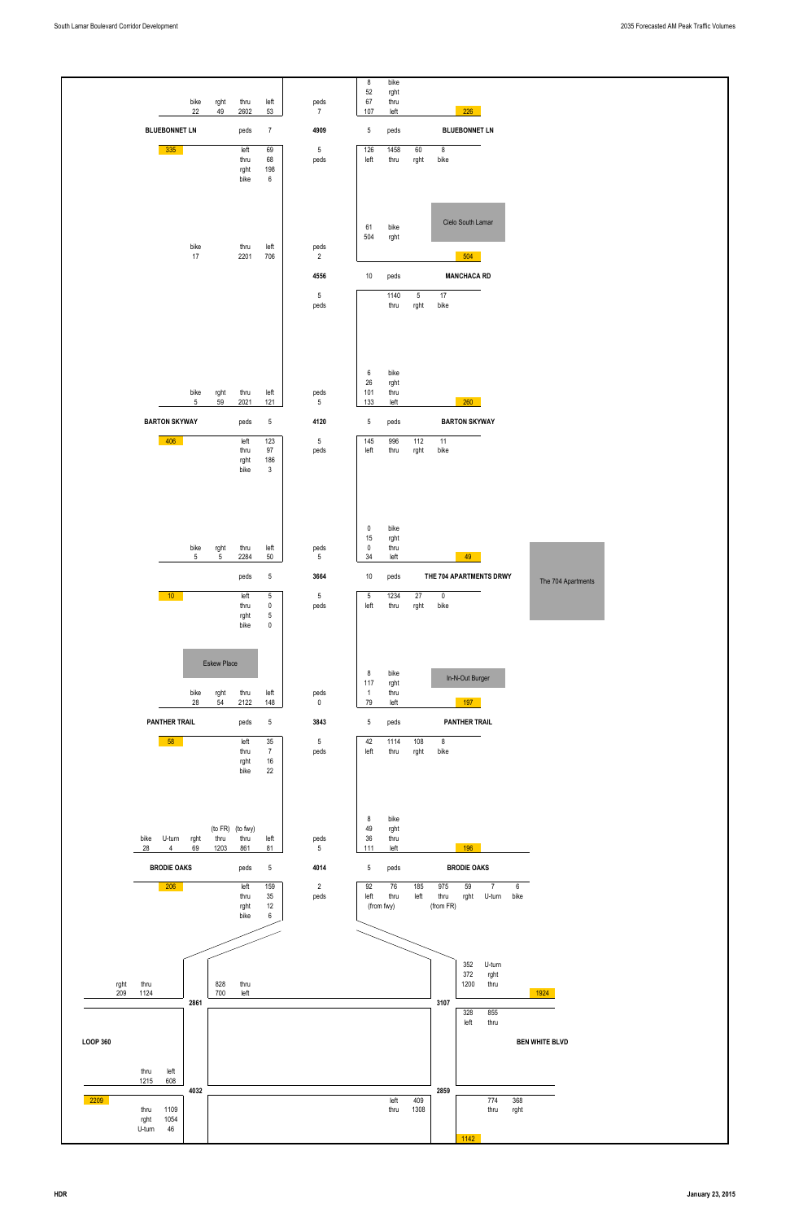# 2035 Forecasted AM Peak Traffic Volumes

**BLUEBONNET LN**

bike 22, rght 49, thru 2602, left 53
peds 7
8 bike, 52 rght, 67 thru, 107 left
226
peds 7
4909
5 peds
335
left 69, thru 68, rght 198, bike 6
5 peds
126 left, 1458 thru, 60 rght, 8 bike

**MANCHACA RD**

Cielo South Lamar
61 bike, 504 rght
bike 17, thru 2201, left 706
peds 2
504
4556
10 peds
5 peds
1140 thru, 5 rght, 17 bike

**BARTON SKYWAY**

6 bike, 26 rght, 101 thru, 133 left
bike 5, rght 59, thru 2021, left 121
peds 5
260
peds 5
4120
5 peds
406
left 123, thru 97, rght 186, bike 3
5 peds
145 left, 996 thru, 112 rght, 11 bike

**THE 704 APARTMENTS DRWY**

0 bike, 15 rght, 0 thru, 34 left
bike 5, rght 5, thru 2284, left 50
peds 5
49
The 704 Apartments
peds 5
3664
10 peds
10
left 5, thru 0, rght 5, bike 0
5 peds
5 left, 1234 thru, 27 rght, 0 bike

**PANTHER TRAIL**

Eskew Place
In-N-Out Burger
8 bike, 117 rght, 1 thru, 79 left
bike 28, rght 54, thru 2122, left 148
peds 0
197
peds 5
3843
5 peds
58
left 35, thru 7, rght 16, bike 22
5 peds
42 left, 1114 thru, 108 rght, 8 bike

**BRODIE OAKS**

8 bike, 49 rght, 36 thru, 111 left
bike 28, U-turn 4, rght 69, thru (to FR) 1203, thru (to fwy) 861, left 81
peds 5
196
peds 5
4014
5 peds
206
left 159, thru 35, rght 12, bike 6
2 peds
92 left, 76 thru (from fwy), 185 left, 975 thru (from FR), 59 rght, 7 U-turn, 6 bike

**LOOP 360** / **BEN WHITE BLVD**

rght 209, thru 1124
828 thru, 700 left
2861
352 U-turn, 372 rght, 1200 thru
1924
3107
328 left, 855 thru
thru 1215, left 608
4032
2859
2209
thru 1109, rght 1054, U-turn 46
left 409, thru 1308
774 thru, 368 rght
1142